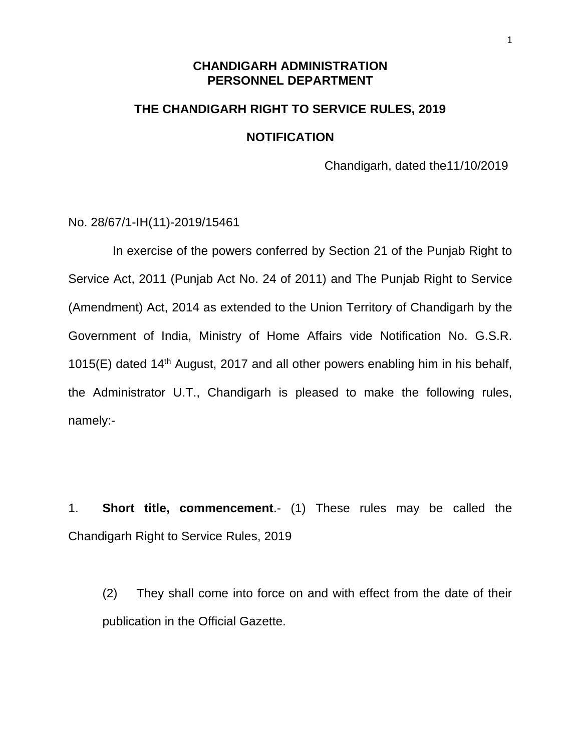# CHANDIGARH ADMINISTRATION
# PERSONNEL DEPARTMENT

## THE CHANDIGARH RIGHT TO SERVICE RULES, 2019

## NOTIFICATION

Chandigarh, dated the11/10/2019

No. 28/67/1-IH(11)-2019/15461

In exercise of the powers conferred by Section 21 of the Punjab Right to Service Act, 2011 (Punjab Act No. 24 of 2011) and The Punjab Right to Service (Amendment) Act, 2014 as extended to the Union Territory of Chandigarh by the Government of India, Ministry of Home Affairs vide Notification No. G.S.R. 1015(E) dated 14th August, 2017 and all other powers enabling him in his behalf, the Administrator U.T., Chandigarh is pleased to make the following rules, namely:-

1. **Short title, commencement**.- (1) These rules may be called the Chandigarh Right to Service Rules, 2019

   (2) They shall come into force on and with effect from the date of their publication in the Official Gazette.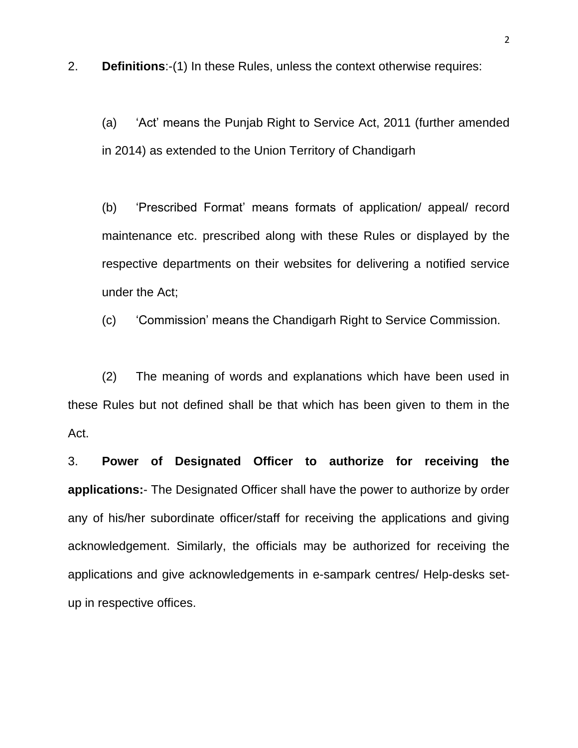2. **Definitions**:-(1) In these Rules, unless the context otherwise requires:

(a) 'Act' means the Punjab Right to Service Act, 2011 (further amended in 2014) as extended to the Union Territory of Chandigarh

(b) 'Prescribed Format' means formats of application/ appeal/ record maintenance etc. prescribed along with these Rules or displayed by the respective departments on their websites for delivering a notified service under the Act;

(c) 'Commission' means the Chandigarh Right to Service Commission.

(2) The meaning of words and explanations which have been used in these Rules but not defined shall be that which has been given to them in the Act.

3. **Power of Designated Officer to authorize for receiving the applications:**- The Designated Officer shall have the power to authorize by order any of his/her subordinate officer/staff for receiving the applications and giving acknowledgement. Similarly, the officials may be authorized for receiving the applications and give acknowledgements in e-sampark centres/ Help-desks set-up in respective offices.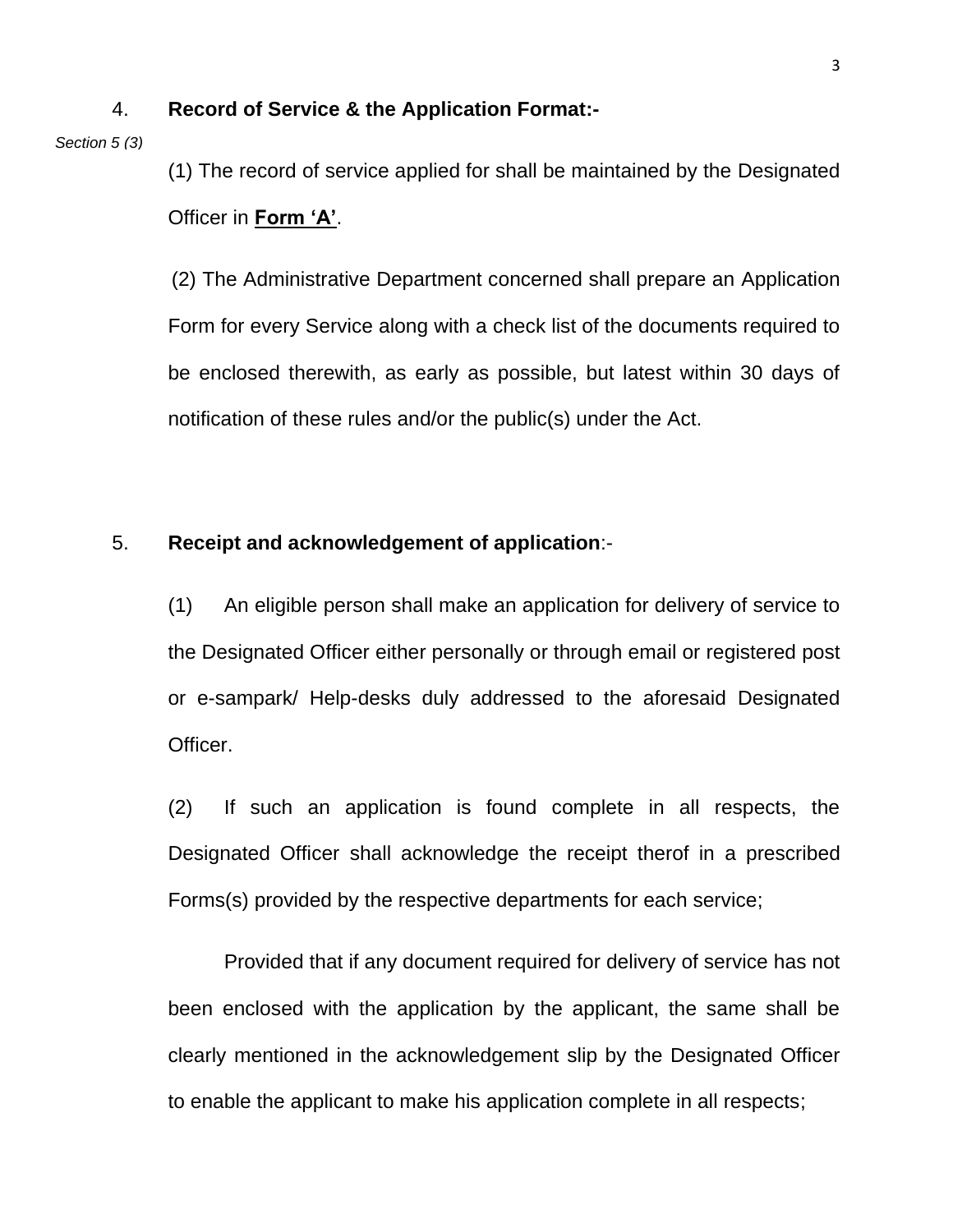4. **Record of Service & the Application Format:-**

*Section 5 (3)*

(1) The record of service applied for shall be maintained by the Designated Officer in **<u>Form 'A'</u>**.

(2) The Administrative Department concerned shall prepare an Application Form for every Service along with a check list of the documents required to be enclosed therewith, as early as possible, but latest within 30 days of notification of these rules and/or the public(s) under the Act.

5. **Receipt and acknowledgement of application**:-

(1) An eligible person shall make an application for delivery of service to the Designated Officer either personally or through email or registered post or e-sampark/ Help-desks duly addressed to the aforesaid Designated Officer.

(2) If such an application is found complete in all respects, the Designated Officer shall acknowledge the receipt therof in a prescribed Forms(s) provided by the respective departments for each service;

Provided that if any document required for delivery of service has not been enclosed with the application by the applicant, the same shall be clearly mentioned in the acknowledgement slip by the Designated Officer to enable the applicant to make his application complete in all respects;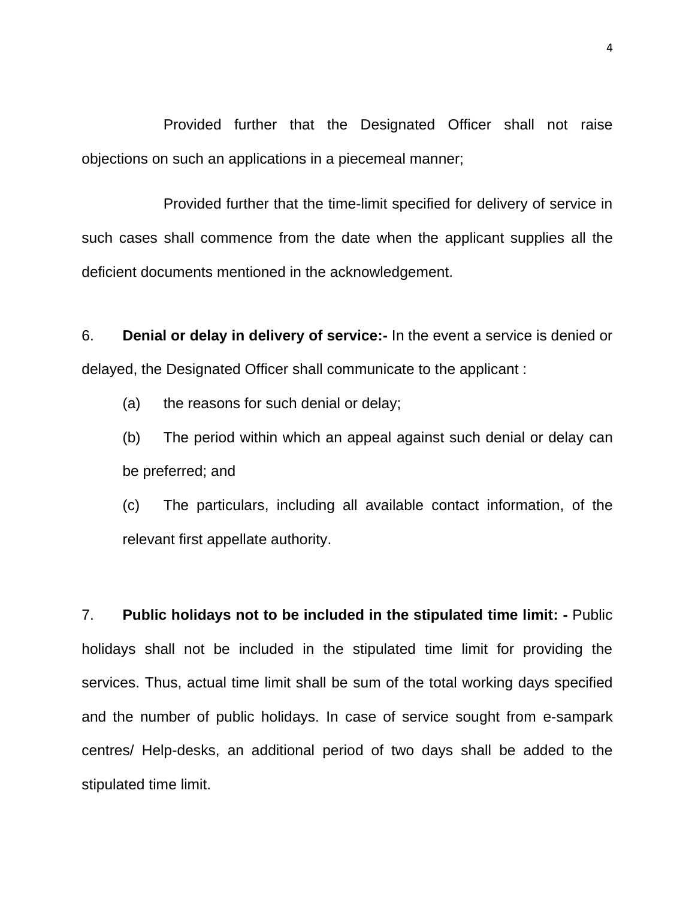Provided further that the Designated Officer shall not raise objections on such an applications in a piecemeal manner;

Provided further that the time-limit specified for delivery of service in such cases shall commence from the date when the applicant supplies all the deficient documents mentioned in the acknowledgement.

6. **Denial or delay in delivery of service:-** In the event a service is denied or delayed, the Designated Officer shall communicate to the applicant :

(a) the reasons for such denial or delay;

(b) The period within which an appeal against such denial or delay can be preferred; and

(c) The particulars, including all available contact information, of the relevant first appellate authority.

7. **Public holidays not to be included in the stipulated time limit: -** Public holidays shall not be included in the stipulated time limit for providing the services. Thus, actual time limit shall be sum of the total working days specified and the number of public holidays. In case of service sought from e-sampark centres/ Help-desks, an additional period of two days shall be added to the stipulated time limit.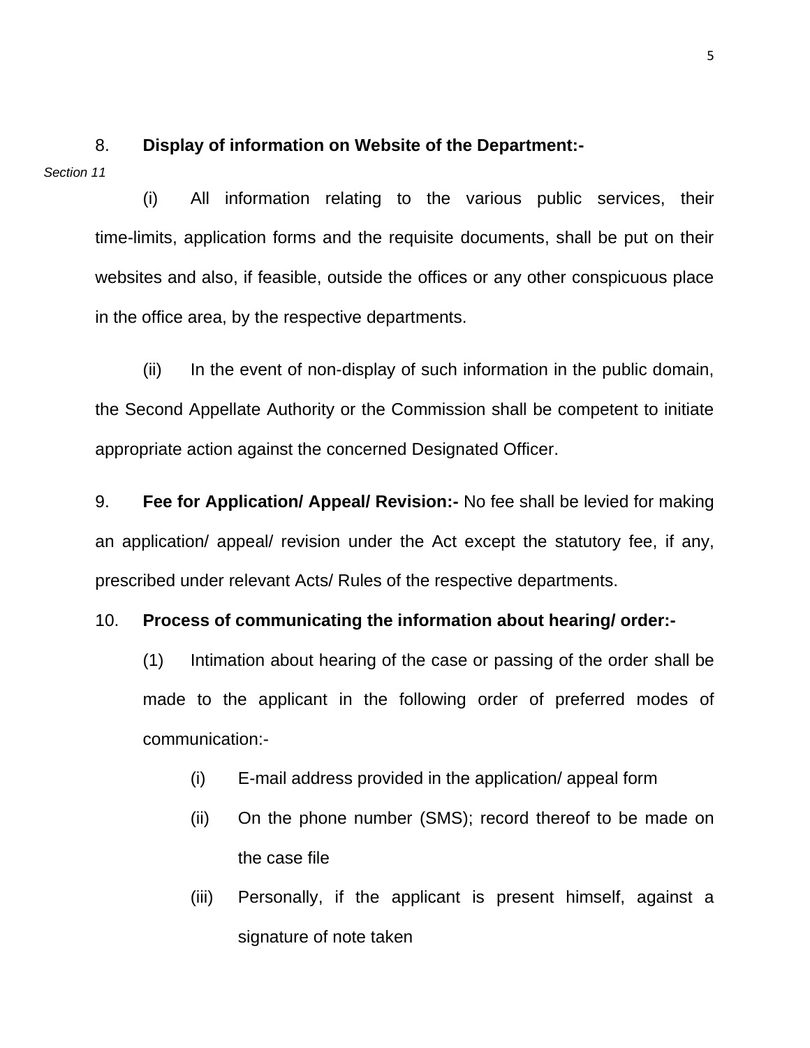8. **Display of information on Website of the Department:-**

*Section 11*

(i) All information relating to the various public services, their time-limits, application forms and the requisite documents, shall be put on their websites and also, if feasible, outside the offices or any other conspicuous place in the office area, by the respective departments.

(ii) In the event of non-display of such information in the public domain, the Second Appellate Authority or the Commission shall be competent to initiate appropriate action against the concerned Designated Officer.

9. **Fee for Application/ Appeal/ Revision:-** No fee shall be levied for making an application/ appeal/ revision under the Act except the statutory fee, if any, prescribed under relevant Acts/ Rules of the respective departments.

10. **Process of communicating the information about hearing/ order:-**

(1) Intimation about hearing of the case or passing of the order shall be made to the applicant in the following order of preferred modes of communication:-

(i) E-mail address provided in the application/ appeal form

(ii) On the phone number (SMS); record thereof to be made on the case file

(iii) Personally, if the applicant is present himself, against a signature of note taken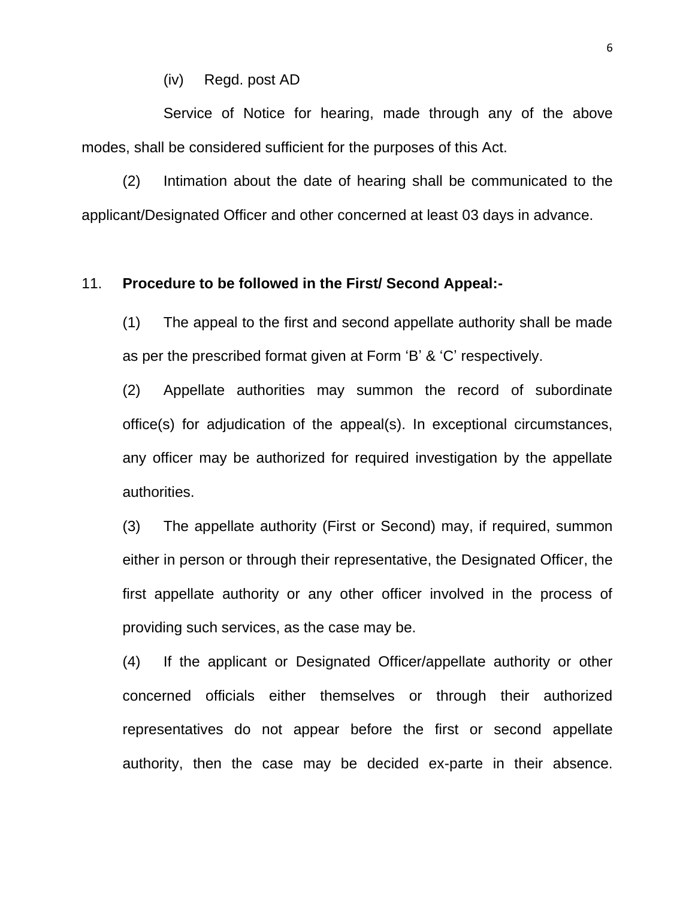(iv) Regd. post AD

Service of Notice for hearing, made through any of the above modes, shall be considered sufficient for the purposes of this Act.

(2) Intimation about the date of hearing shall be communicated to the applicant/Designated Officer and other concerned at least 03 days in advance.

11. **Procedure to be followed in the First/ Second Appeal:-**

(1) The appeal to the first and second appellate authority shall be made as per the prescribed format given at Form 'B' & 'C' respectively.

(2) Appellate authorities may summon the record of subordinate office(s) for adjudication of the appeal(s). In exceptional circumstances, any officer may be authorized for required investigation by the appellate authorities.

(3) The appellate authority (First or Second) may, if required, summon either in person or through their representative, the Designated Officer, the first appellate authority or any other officer involved in the process of providing such services, as the case may be.

(4) If the applicant or Designated Officer/appellate authority or other concerned officials either themselves or through their authorized representatives do not appear before the first or second appellate authority, then the case may be decided ex-parte in their absence.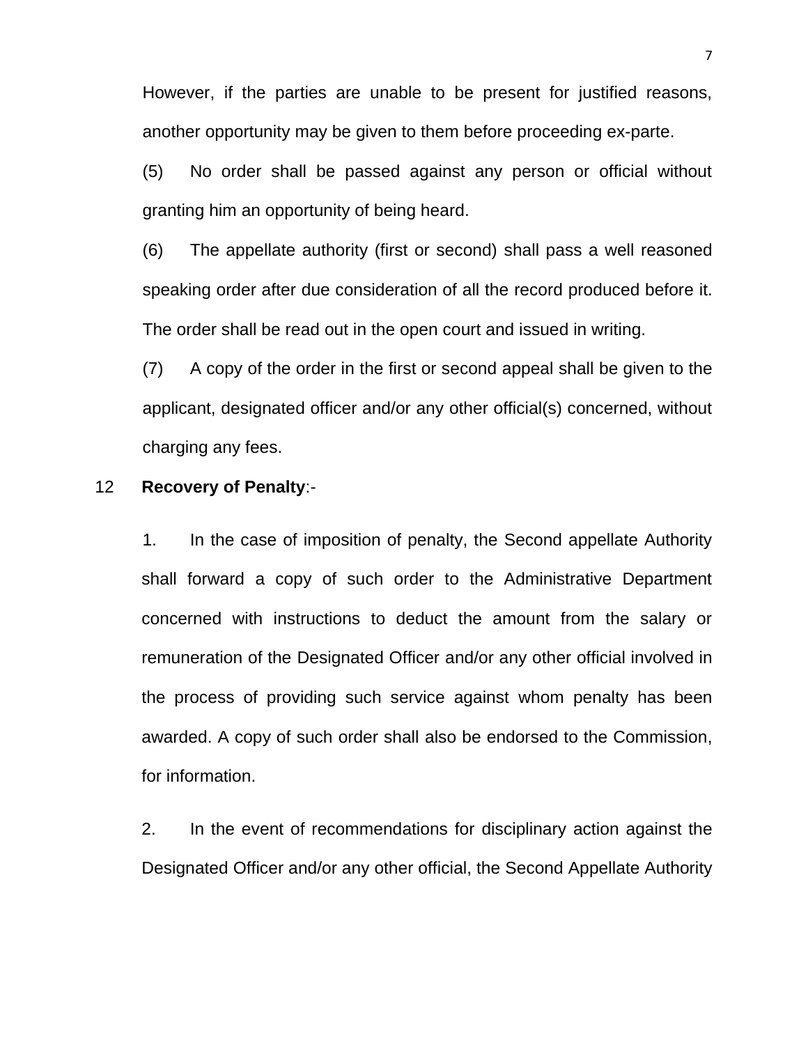However, if the parties are unable to be present for justified reasons, another opportunity may be given to them before proceeding ex-parte.

(5) No order shall be passed against any person or official without granting him an opportunity of being heard.

(6) The appellate authority (first or second) shall pass a well reasoned speaking order after due consideration of all the record produced before it. The order shall be read out in the open court and issued in writing.

(7) A copy of the order in the first or second appeal shall be given to the applicant, designated officer and/or any other official(s) concerned, without charging any fees.

12 **Recovery of Penalty**:-

1. In the case of imposition of penalty, the Second appellate Authority shall forward a copy of such order to the Administrative Department concerned with instructions to deduct the amount from the salary or remuneration of the Designated Officer and/or any other official involved in the process of providing such service against whom penalty has been awarded. A copy of such order shall also be endorsed to the Commission, for information.

2. In the event of recommendations for disciplinary action against the Designated Officer and/or any other official, the Second Appellate Authority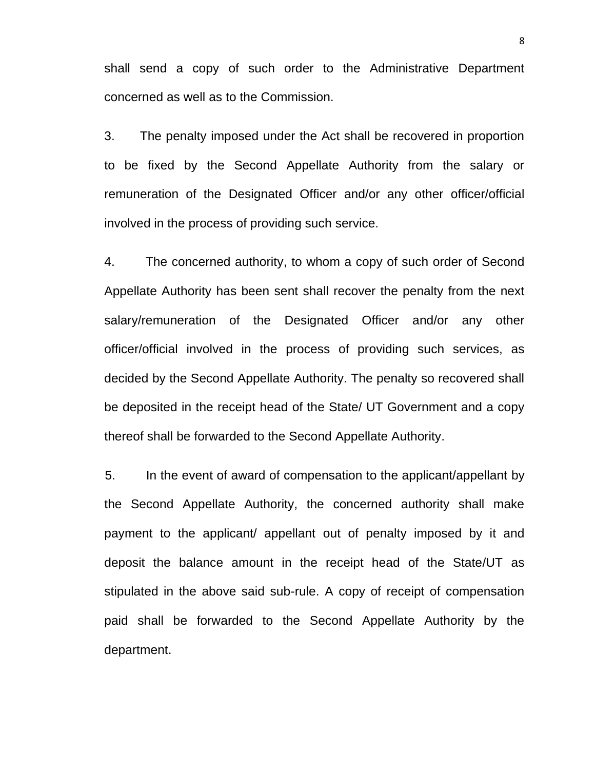shall send a copy of such order to the Administrative Department concerned as well as to the Commission.

3. The penalty imposed under the Act shall be recovered in proportion to be fixed by the Second Appellate Authority from the salary or remuneration of the Designated Officer and/or any other officer/official involved in the process of providing such service.

4. The concerned authority, to whom a copy of such order of Second Appellate Authority has been sent shall recover the penalty from the next salary/remuneration of the Designated Officer and/or any other officer/official involved in the process of providing such services, as decided by the Second Appellate Authority. The penalty so recovered shall be deposited in the receipt head of the State/ UT Government and a copy thereof shall be forwarded to the Second Appellate Authority.

5. In the event of award of compensation to the applicant/appellant by the Second Appellate Authority, the concerned authority shall make payment to the applicant/ appellant out of penalty imposed by it and deposit the balance amount in the receipt head of the State/UT as stipulated in the above said sub-rule. A copy of receipt of compensation paid shall be forwarded to the Second Appellate Authority by the department.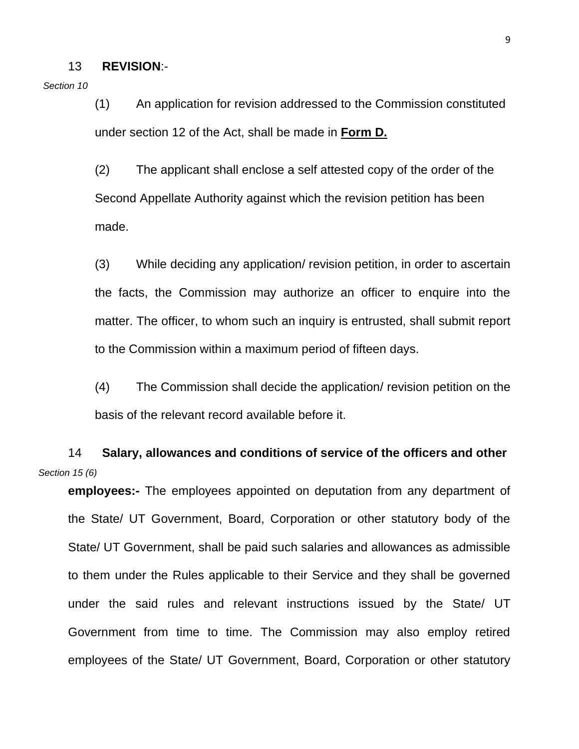13 **REVISION**:-

*Section 10*

(1) An application for revision addressed to the Commission constituted under section 12 of the Act, shall be made in **Form D.**

(2) The applicant shall enclose a self attested copy of the order of the Second Appellate Authority against which the revision petition has been made.

(3) While deciding any application/ revision petition, in order to ascertain the facts, the Commission may authorize an officer to enquire into the matter. The officer, to whom such an inquiry is entrusted, shall submit report to the Commission within a maximum period of fifteen days.

(4) The Commission shall decide the application/ revision petition on the basis of the relevant record available before it.

14 **Salary, allowances and conditions of service of the officers and other employees:-** The employees appointed on deputation from any department of the State/ UT Government, Board, Corporation or other statutory body of the State/ UT Government, shall be paid such salaries and allowances as admissible to them under the Rules applicable to their Service and they shall be governed under the said rules and relevant instructions issued by the State/ UT Government from time to time. The Commission may also employ retired employees of the State/ UT Government, Board, Corporation or other statutory

*Section 15 (6)*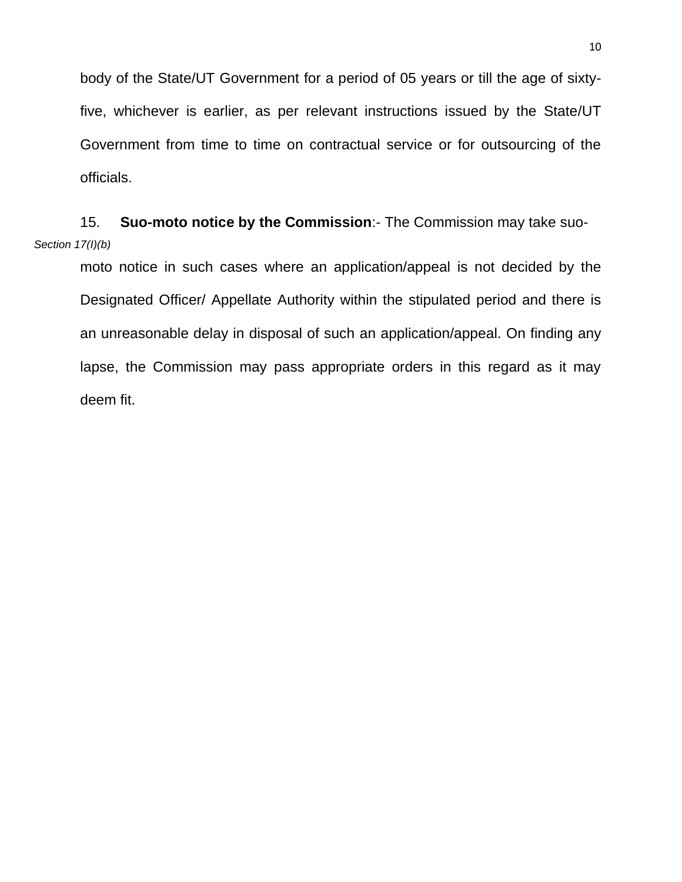body of the State/UT Government for a period of 05 years or till the age of sixty-five, whichever is earlier, as per relevant instructions issued by the State/UT Government from time to time on contractual service or for outsourcing of the officials.

15. **Suo-moto notice by the Commission**:- The Commission may take suo-moto notice in such cases where an application/appeal is not decided by the Designated Officer/ Appellate Authority within the stipulated period and there is an unreasonable delay in disposal of such an application/appeal. On finding any lapse, the Commission may pass appropriate orders in this regard as it may deem fit.

*Section 17(I)(b)*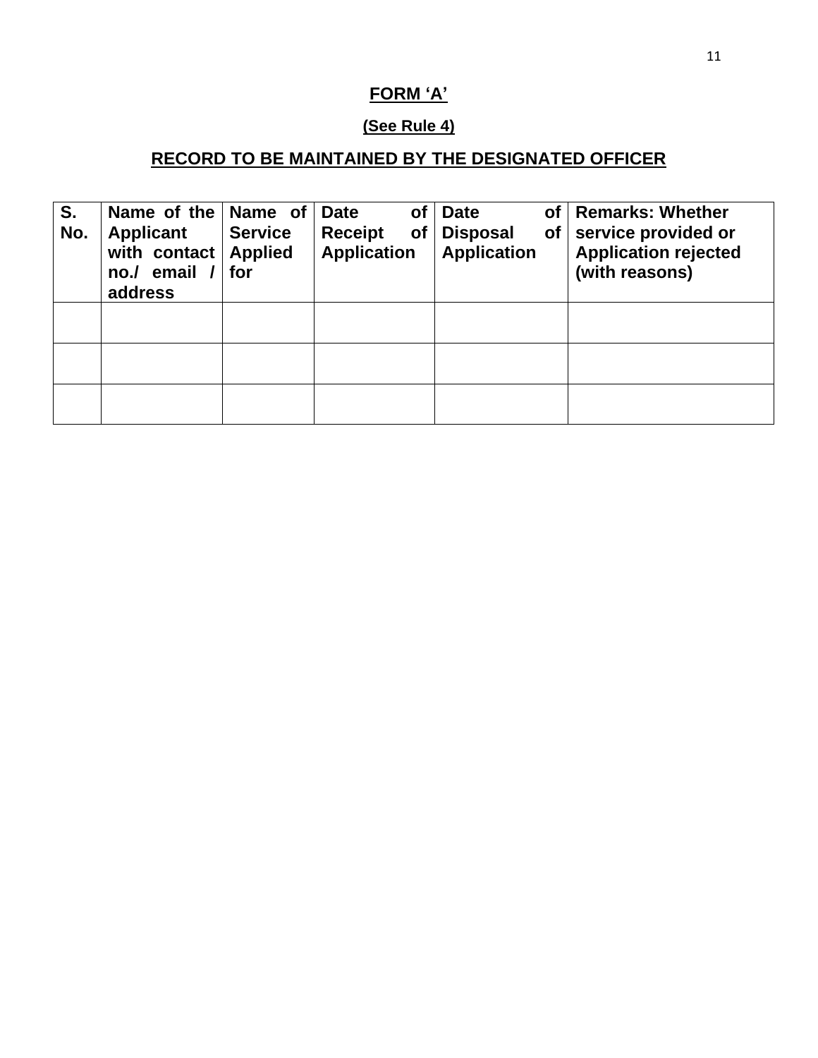# FORM 'A'

## (See Rule 4)

## RECORD TO BE MAINTAINED BY THE DESIGNATED OFFICER

| S. No. | Name of the Applicant with contact no./ email / address | Name of Service Applied for | Date of Receipt of Application | Date of Disposal of Application | Remarks: Whether service provided or Application rejected (with reasons) |
|---|---|---|---|---|---|
| | | | | | |
| | | | | | |
| | | | | | |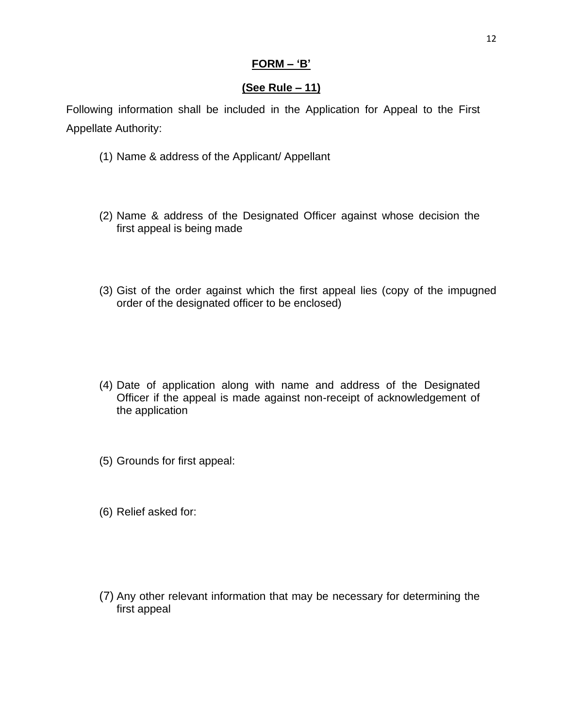**FORM – 'B'**

**(See Rule – 11)**

Following information shall be included in the Application for Appeal to the First Appellate Authority:

(1) Name & address of the Applicant/ Appellant

(2) Name & address of the Designated Officer against whose decision the first appeal is being made

(3) Gist of the order against which the first appeal lies (copy of the impugned order of the designated officer to be enclosed)

(4) Date of application along with name and address of the Designated Officer if the appeal is made against non-receipt of acknowledgement of the application

(5) Grounds for first appeal:

(6) Relief asked for:

(7) Any other relevant information that may be necessary for determining the first appeal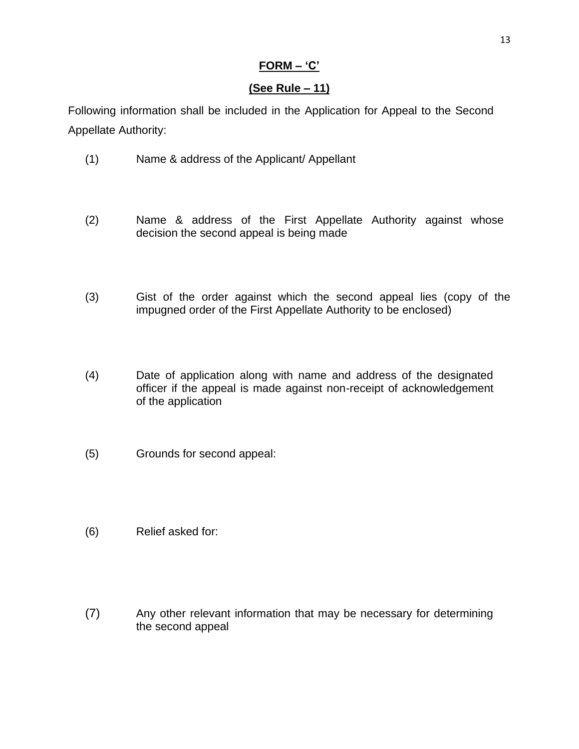**FORM – 'C'**

**(See Rule – 11)**

Following information shall be included in the Application for Appeal to the Second Appellate Authority:

(1) Name & address of the Applicant/ Appellant

(2) Name & address of the First Appellate Authority against whose decision the second appeal is being made

(3) Gist of the order against which the second appeal lies (copy of the impugned order of the First Appellate Authority to be enclosed)

(4) Date of application along with name and address of the designated officer if the appeal is made against non-receipt of acknowledgement of the application

(5) Grounds for second appeal:

(6) Relief asked for:

(7) Any other relevant information that may be necessary for determining the second appeal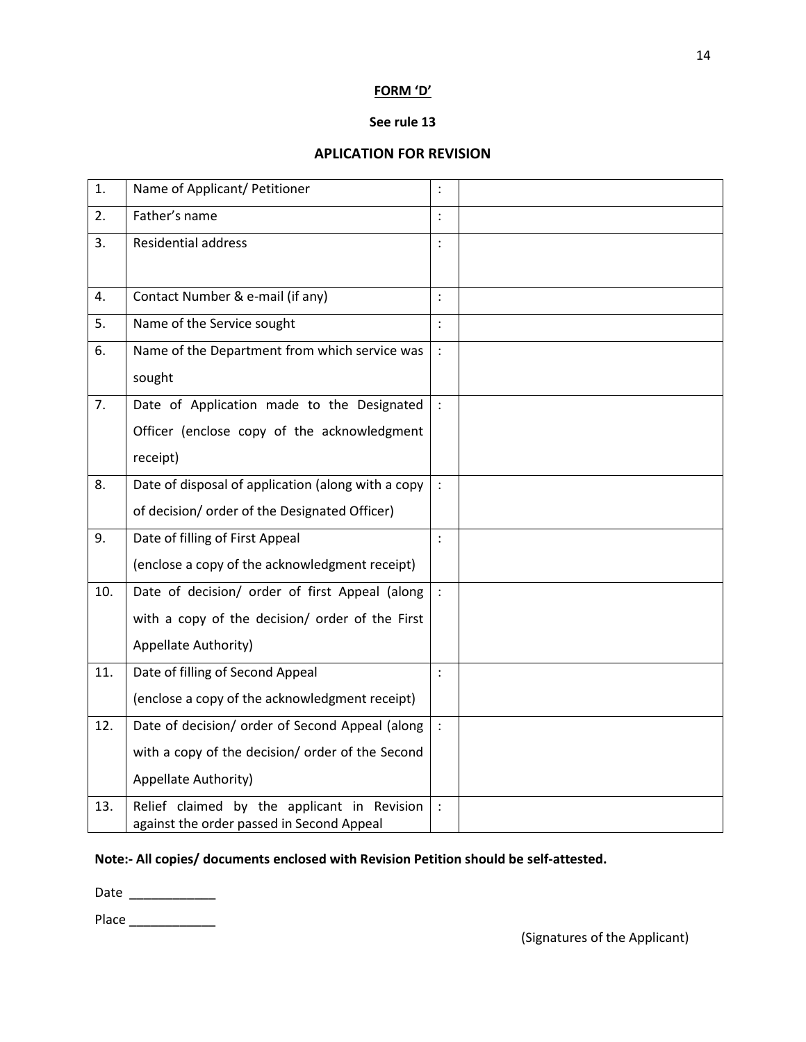**FORM 'D'**

**See rule 13**

## APLICATION FOR REVISION

| | | | |
|---|---|---|---|
| 1. | Name of Applicant/ Petitioner | : | |
| 2. | Father's name | : | |
| 3. | Residential address | : | |
| 4. | Contact Number & e-mail (if any) | : | |
| 5. | Name of the Service sought | : | |
| 6. | Name of the Department from which service was sought | : | |
| 7. | Date of Application made to the Designated Officer (enclose copy of the acknowledgment receipt) | : | |
| 8. | Date of disposal of application (along with a copy of decision/ order of the Designated Officer) | : | |
| 9. | Date of filling of First Appeal (enclose a copy of the acknowledgment receipt) | : | |
| 10. | Date of decision/ order of first Appeal (along with a copy of the decision/ order of the First Appellate Authority) | : | |
| 11. | Date of filling of Second Appeal (enclose a copy of the acknowledgment receipt) | : | |
| 12. | Date of decision/ order of Second Appeal (along with a copy of the decision/ order of the Second Appellate Authority) | : | |
| 13. | Relief claimed by the applicant in Revision against the order passed in Second Appeal | : | |

**Note:- All copies/ documents enclosed with Revision Petition should be self-attested.**

Date ____________

Place ____________

(Signatures of the Applicant)